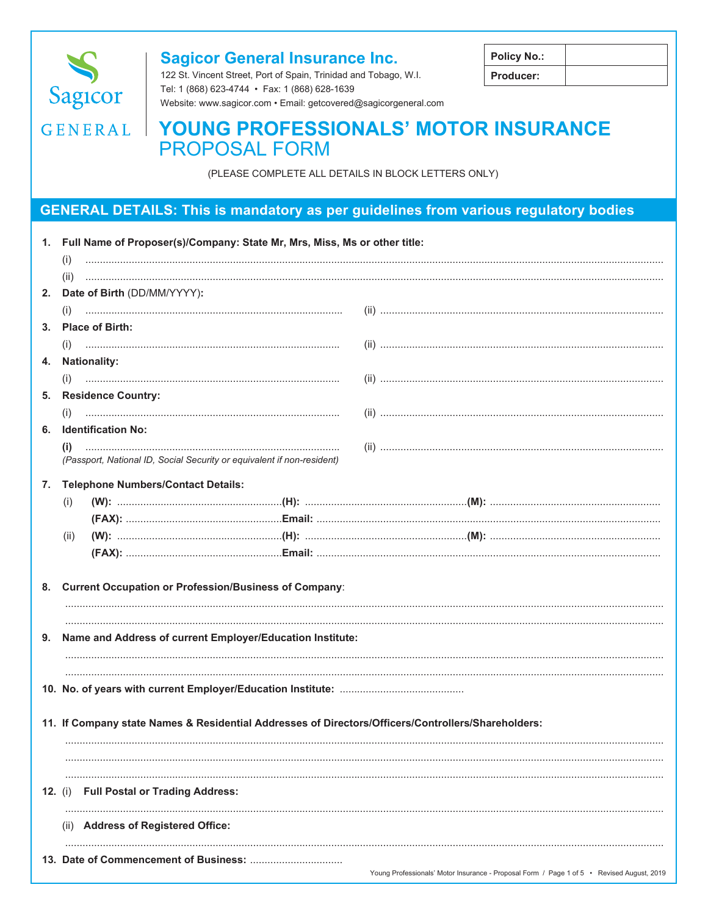# Sagicor General Insurance Inc.

122 St. Vincent Street, Port of Spain, Trinidad and Tobago, W.I.
Tel: 1 (868) 623-4744 • Fax: 1 (868) 628-1639
Website: www.sagicor.com • Email: getcovered@sagicorgeneral.com

| Policy No.: | |
|---|---|
| Producer: | |

# YOUNG PROFESSIONALS' MOTOR INSURANCE PROPOSAL FORM

(PLEASE COMPLETE ALL DETAILS IN BLOCK LETTERS ONLY)

## GENERAL DETAILS: This is mandatory as per guidelines from various regulatory bodies

**1. Full Name of Proposer(s)/Company: State Mr, Mrs, Miss, Ms or other title:**

(i) ..............................................................................................

(ii) ..............................................................................................

**2. Date of Birth** (DD/MM/YYYY)**:**

(i) ........................................ (ii) ........................................

**3. Place of Birth:**

(i) ........................................ (ii) ........................................

**4. Nationality:**

(i) ........................................ (ii) ........................................

**5. Residence Country:**

(i) ........................................ (ii) ........................................

**6. Identification No:**

**(i)** ........................................ (ii) ........................................

*(Passport, National ID, Social Security or equivalent if non-resident)*

**7. Telephone Numbers/Contact Details:**

(i) **(W):** .................... **(H):** .................... **(M):** ....................
**(FAX):** .................... **Email:** ....................

(ii) **(W):** .................... **(H):** .................... **(M):** ....................
**(FAX):** .................... **Email:** ....................

**8. Current Occupation or Profession/Business of Company**:

..............................................................................................

..............................................................................................

**9. Name and Address of current Employer/Education Institute:**

..............................................................................................

..............................................................................................

**10. No. of years with current Employer/Education Institute:** ....................

**11. If Company state Names & Residential Addresses of Directors/Officers/Controllers/Shareholders:**

..............................................................................................

..............................................................................................

..............................................................................................

**12.** (i) **Full Postal or Trading Address:**

..............................................................................................

(ii) **Address of Registered Office:**

..............................................................................................

**13. Date of Commencement of Business:** ....................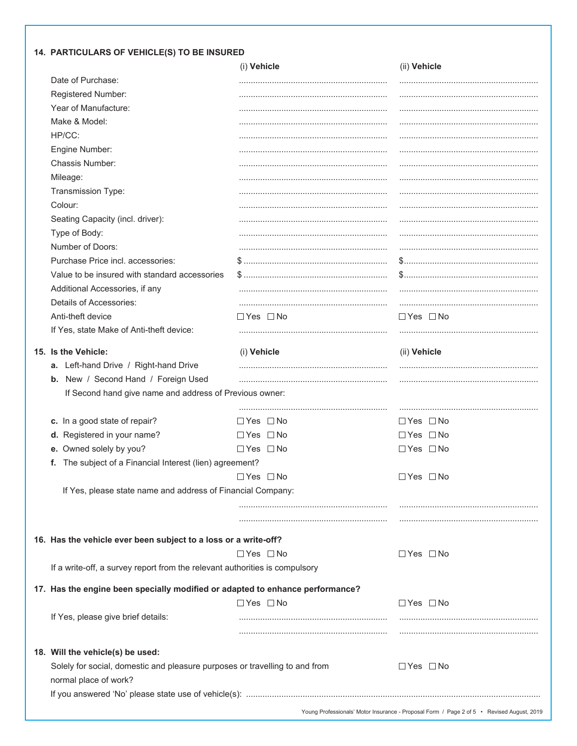### 14. PARTICULARS OF VEHICLE(S) TO BE INSURED

| | (i) **Vehicle** | (ii) **Vehicle** |
|---|---|---|
| Date of Purchase: | ........................ | ........................ |
| Registered Number: | ........................ | ........................ |
| Year of Manufacture: | ........................ | ........................ |
| Make & Model: | ........................ | ........................ |
| HP/CC: | ........................ | ........................ |
| Engine Number: | ........................ | ........................ |
| Chassis Number: | ........................ | ........................ |
| Mileage: | ........................ | ........................ |
| Transmission Type: | ........................ | ........................ |
| Colour: | ........................ | ........................ |
| Seating Capacity (incl. driver): | ........................ | ........................ |
| Type of Body: | ........................ | ........................ |
| Number of Doors: | ........................ | ........................ |
| Purchase Price incl. accessories: | $ ........................ | $ ........................ |
| Value to be insured with standard accessories | $ ........................ | $ ........................ |
| Additional Accessories, if any | ........................ | ........................ |
| Details of Accessories: | ........................ | ........................ |
| Anti-theft device | ☐ Yes ☐ No | ☐ Yes ☐ No |
| If Yes, state Make of Anti-theft device: | ........................ | ........................ |

### 15. Is the Vehicle:

| | (i) **Vehicle** | (ii) **Vehicle** |
|---|---|---|
| **a.** Left-hand Drive / Right-hand Drive | ........................ | ........................ |
| **b.** New / Second Hand / Foreign Used | ........................ | ........................ |
| If Second hand give name and address of Previous owner: | ........................ | ........................ |
| **c.** In a good state of repair? | ☐ Yes ☐ No | ☐ Yes ☐ No |
| **d.** Registered in your name? | ☐ Yes ☐ No | ☐ Yes ☐ No |
| **e.** Owned solely by you? | ☐ Yes ☐ No | ☐ Yes ☐ No |
| **f.** The subject of a Financial Interest (lien) agreement? | ☐ Yes ☐ No | ☐ Yes ☐ No |
| If Yes, please state name and address of Financial Company: | ........................ | ........................ |
| | ........................ | ........................ |

### 16. Has the vehicle ever been subject to a loss or a write-off?

| | (i) Vehicle | (ii) Vehicle |
|---|---|---|
| | ☐ Yes ☐ No | ☐ Yes ☐ No |

If a write-off, a survey report from the relevant authorities is compulsory

### 17. Has the engine been specially modified or adapted to enhance performance?

| | (i) Vehicle | (ii) Vehicle |
|---|---|---|
| | ☐ Yes ☐ No | ☐ Yes ☐ No |
| If Yes, please give brief details: | ........................ | ........................ |
| | ........................ | ........................ |

### 18. Will the vehicle(s) be used:

Solely for social, domestic and pleasure purposes or travelling to and from normal place of work? ☐ Yes ☐ No

If you answered 'No' please state use of vehicle(s): ................................................................................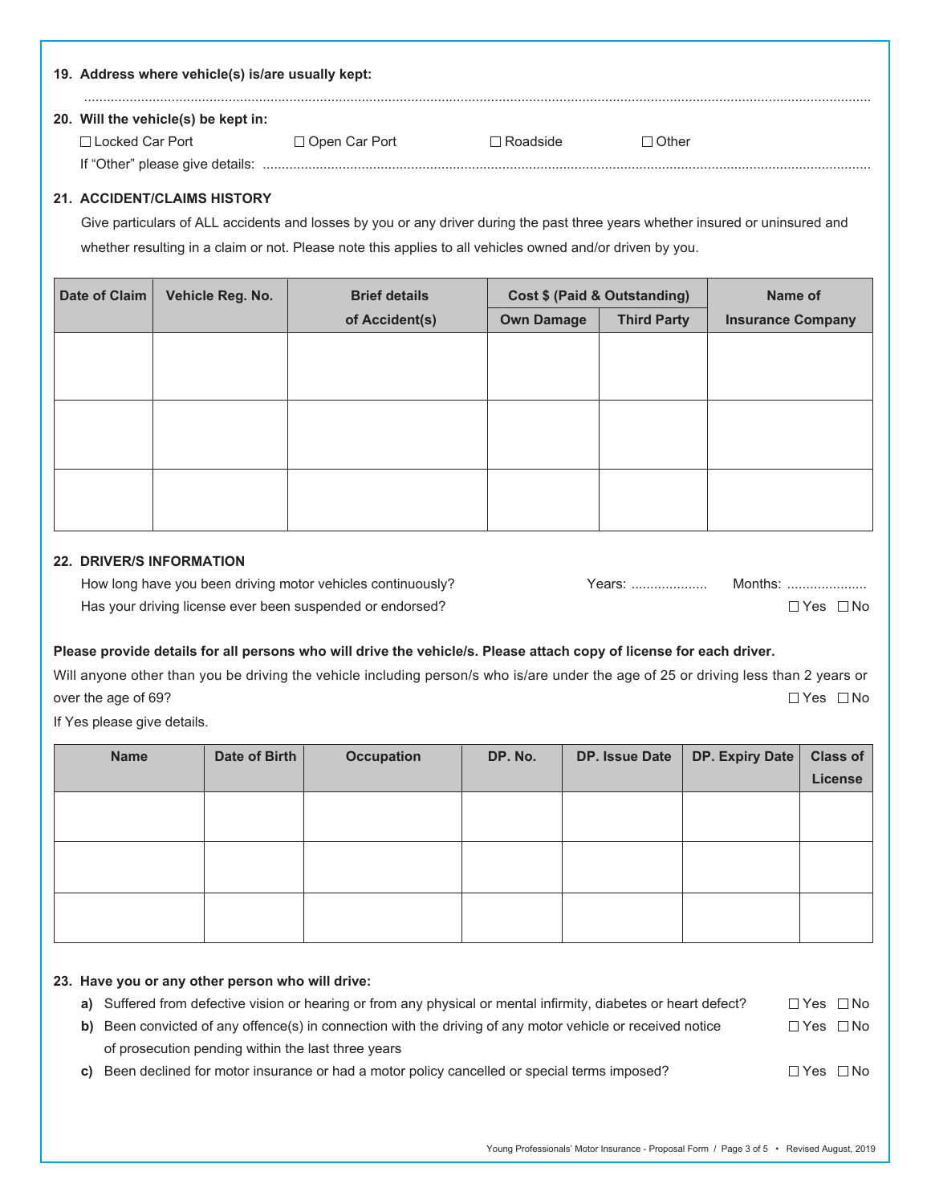**19. Address where vehicle(s) is/are usually kept:**

.................................................................................................................................................................................................

**20. Will the vehicle(s) be kept in:**

☐ Locked Car Port ☐ Open Car Port ☐ Roadside ☐ Other

If "Other" please give details: .................................................................................................................................................

**21. ACCIDENT/CLAIMS HISTORY**

Give particulars of ALL accidents and losses by you or any driver during the past three years whether insured or uninsured and whether resulting in a claim or not. Please note this applies to all vehicles owned and/or driven by you.

| Date of Claim | Vehicle Reg. No. | Brief details of Accident(s) | Cost $ (Paid & Outstanding) | | Name of Insurance Company |
|---|---|---|---|---|---|
| | | | Own Damage | Third Party | |
| | | | | | |
| | | | | | |
| | | | | | |

**22. DRIVER/S INFORMATION**

How long have you been driving motor vehicles continuously? Years: .................... Months: .....................

Has your driving license ever been suspended or endorsed? ☐ Yes ☐ No

**Please provide details for all persons who will drive the vehicle/s. Please attach copy of license for each driver.**

Will anyone other than you be driving the vehicle including person/s who is/are under the age of 25 or driving less than 2 years or over the age of 69? ☐ Yes ☐ No

If Yes please give details.

| Name | Date of Birth | Occupation | DP. No. | DP. Issue Date | DP. Expiry Date | Class of License |
|---|---|---|---|---|---|---|
| | | | | | | |
| | | | | | | |
| | | | | | | |

**23. Have you or any other person who will drive:**

**a)** Suffered from defective vision or hearing or from any physical or mental infirmity, diabetes or heart defect? ☐ Yes ☐ No

**b)** Been convicted of any offence(s) in connection with the driving of any motor vehicle or received notice of prosecution pending within the last three years ☐ Yes ☐ No

**c)** Been declined for motor insurance or had a motor policy cancelled or special terms imposed? ☐ Yes ☐ No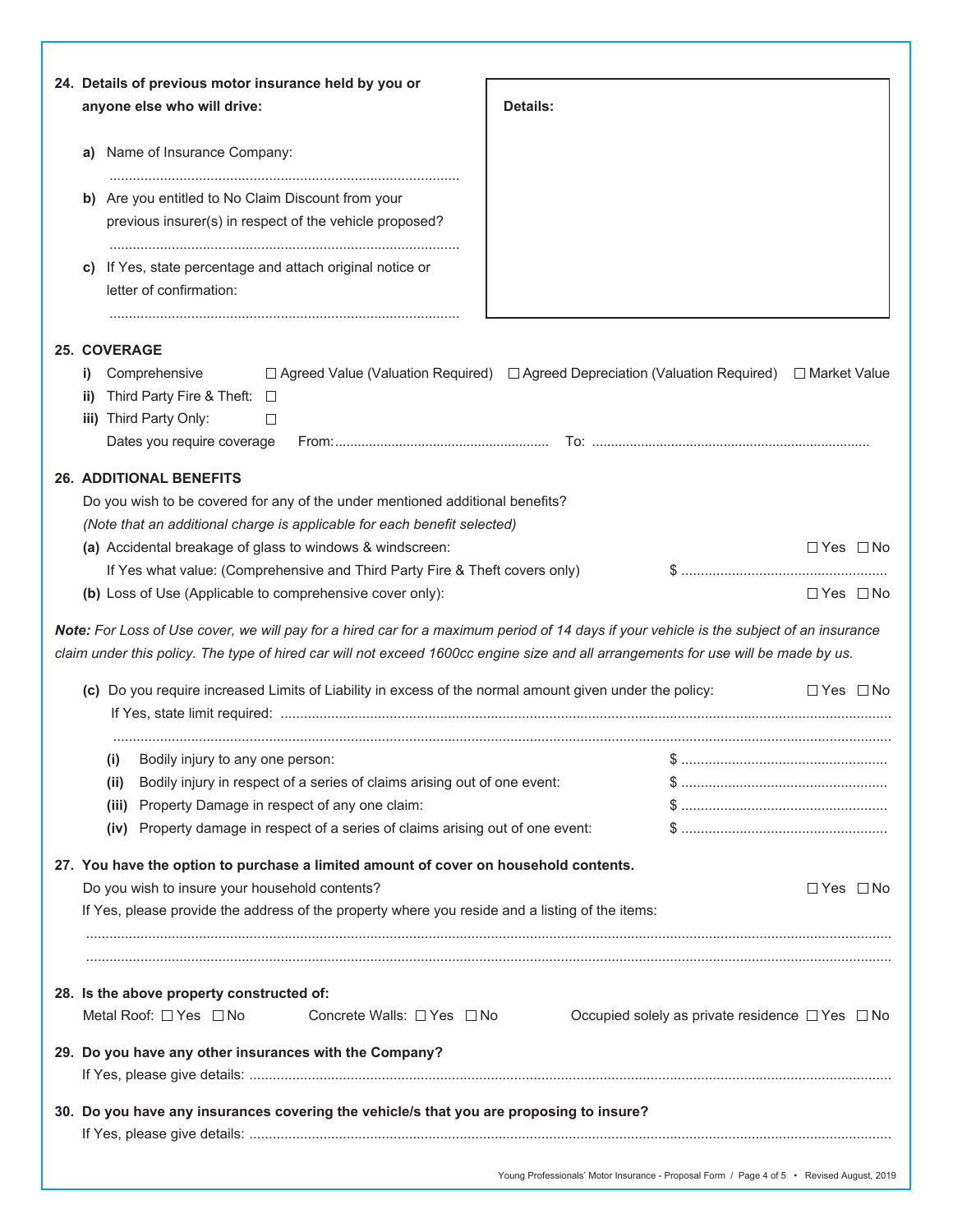**24. Details of previous motor insurance held by you or anyone else who will drive:**

**a)** Name of Insurance Company:

..........................................................................................

**b)** Are you entitled to No Claim Discount from your previous insurer(s) in respect of the vehicle proposed?

..........................................................................................

**c)** If Yes, state percentage and attach original notice or letter of confirmation:

..........................................................................................

**Details:**

**25. COVERAGE**

**i)** Comprehensive ☐ Agreed Value (Valuation Required) ☐ Agreed Depreciation (Valuation Required) ☐ Market Value

**ii)** Third Party Fire & Theft: ☐

**iii)** Third Party Only: ☐

Dates you require coverage From:........................................................ To: .........................................................................

**26. ADDITIONAL BENEFITS**

Do you wish to be covered for any of the under mentioned additional benefits?

*(Note that an additional charge is applicable for each benefit selected)*

**(a)** Accidental breakage of glass to windows & windscreen: ☐ Yes ☐ No

If Yes what value: (Comprehensive and Third Party Fire & Theft covers only) $ .....................................................

**(b)** Loss of Use (Applicable to comprehensive cover only): ☐ Yes ☐ No

***Note:*** *For Loss of Use cover, we will pay for a hired car for a maximum period of 14 days if your vehicle is the subject of an insurance claim under this policy. The type of hired car will not exceed 1600cc engine size and all arrangements for use will be made by us.*

**(c)** Do you require increased Limits of Liability in excess of the normal amount given under the policy: ☐ Yes ☐ No

If Yes, state limit required: ..........................................................................................................................................

..........................................................................................................................................................................

**(i)** Bodily injury to any one person: $ .....................................................

**(ii)** Bodily injury in respect of a series of claims arising out of one event: $ .....................................................

**(iii)** Property Damage in respect of any one claim: $ .....................................................

**(iv)** Property damage in respect of a series of claims arising out of one event: $ .....................................................

**27. You have the option to purchase a limited amount of cover on household contents.**

Do you wish to insure your household contents? ☐ Yes ☐ No

If Yes, please provide the address of the property where you reside and a listing of the items:

..........................................................................................................................................................................

..........................................................................................................................................................................

**28. Is the above property constructed of:**

Metal Roof: ☐ Yes ☐ No Concrete Walls: ☐ Yes ☐ No Occupied solely as private residence ☐ Yes ☐ No

**29. Do you have any other insurances with the Company?**

If Yes, please give details: ..........................................................................................................................................

**30. Do you have any insurances covering the vehicle/s that you are proposing to insure?**

If Yes, please give details: ..........................................................................................................................................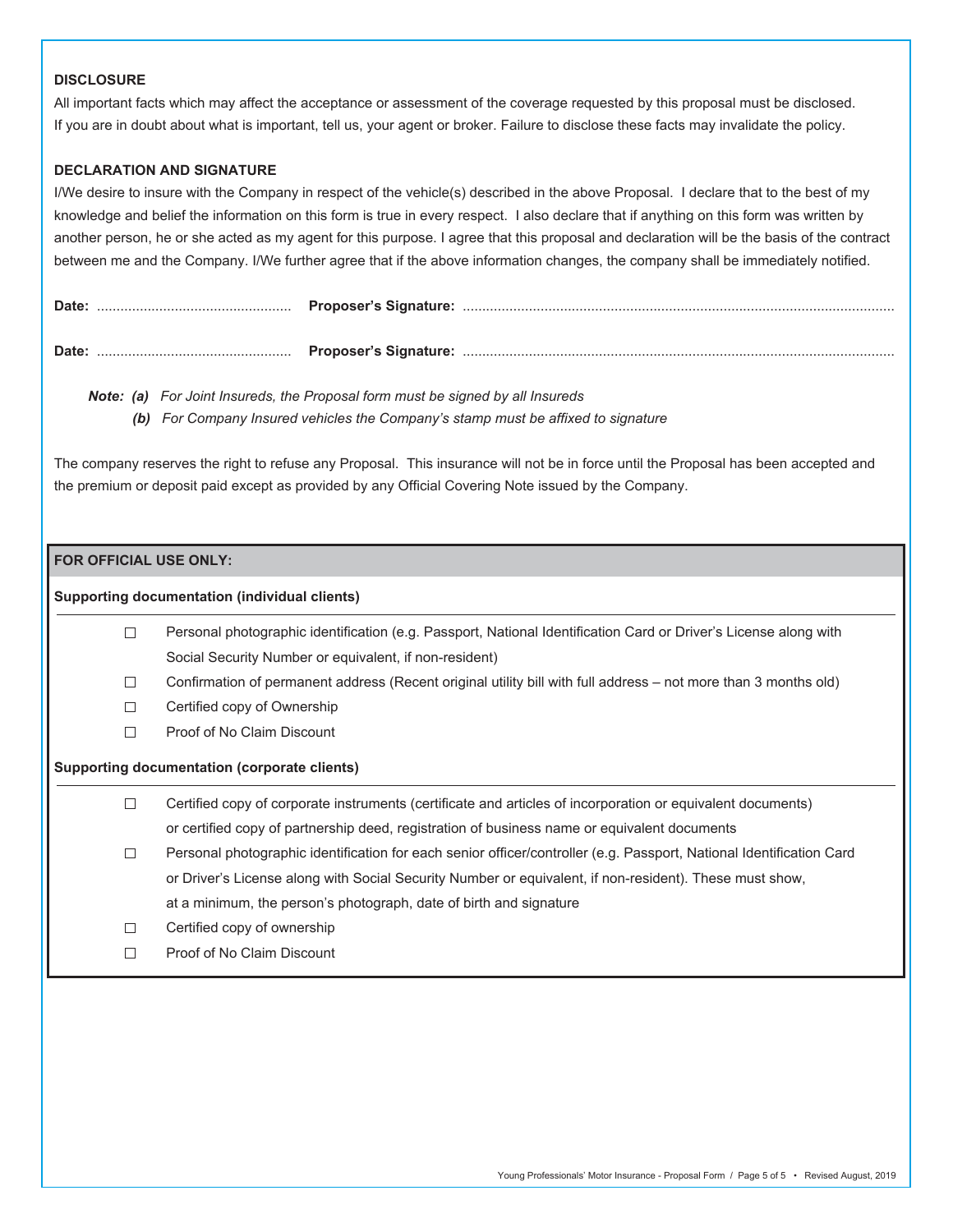## DISCLOSURE

All important facts which may affect the acceptance or assessment of the coverage requested by this proposal must be disclosed. If you are in doubt about what is important, tell us, your agent or broker. Failure to disclose these facts may invalidate the policy.

## DECLARATION AND SIGNATURE

I/We desire to insure with the Company in respect of the vehicle(s) described in the above Proposal. I declare that to the best of my knowledge and belief the information on this form is true in every respect. I also declare that if anything on this form was written by another person, he or she acted as my agent for this purpose. I agree that this proposal and declaration will be the basis of the contract between me and the Company. I/We further agree that if the above information changes, the company shall be immediately notified.

**Date:** .................................................. **Proposer's Signature:** ..............................................................................................................

**Date:** .................................................. **Proposer's Signature:** ..............................................................................................................

***Note:*** ***(a)*** *For Joint Insureds, the Proposal form must be signed by all Insureds*

***(b)*** *For Company Insured vehicles the Company's stamp must be affixed to signature*

The company reserves the right to refuse any Proposal. This insurance will not be in force until the Proposal has been accepted and the premium or deposit paid except as provided by any Official Covering Note issued by the Company.

### FOR OFFICIAL USE ONLY:

**Supporting documentation (individual clients)**

- ☐ Personal photographic identification (e.g. Passport, National Identification Card or Driver's License along with Social Security Number or equivalent, if non-resident)
- ☐ Confirmation of permanent address (Recent original utility bill with full address – not more than 3 months old)
- ☐ Certified copy of Ownership
- ☐ Proof of No Claim Discount

**Supporting documentation (corporate clients)**

- ☐ Certified copy of corporate instruments (certificate and articles of incorporation or equivalent documents) or certified copy of partnership deed, registration of business name or equivalent documents
- ☐ Personal photographic identification for each senior officer/controller (e.g. Passport, National Identification Card or Driver's License along with Social Security Number or equivalent, if non-resident). These must show, at a minimum, the person's photograph, date of birth and signature
- ☐ Certified copy of ownership
- ☐ Proof of No Claim Discount